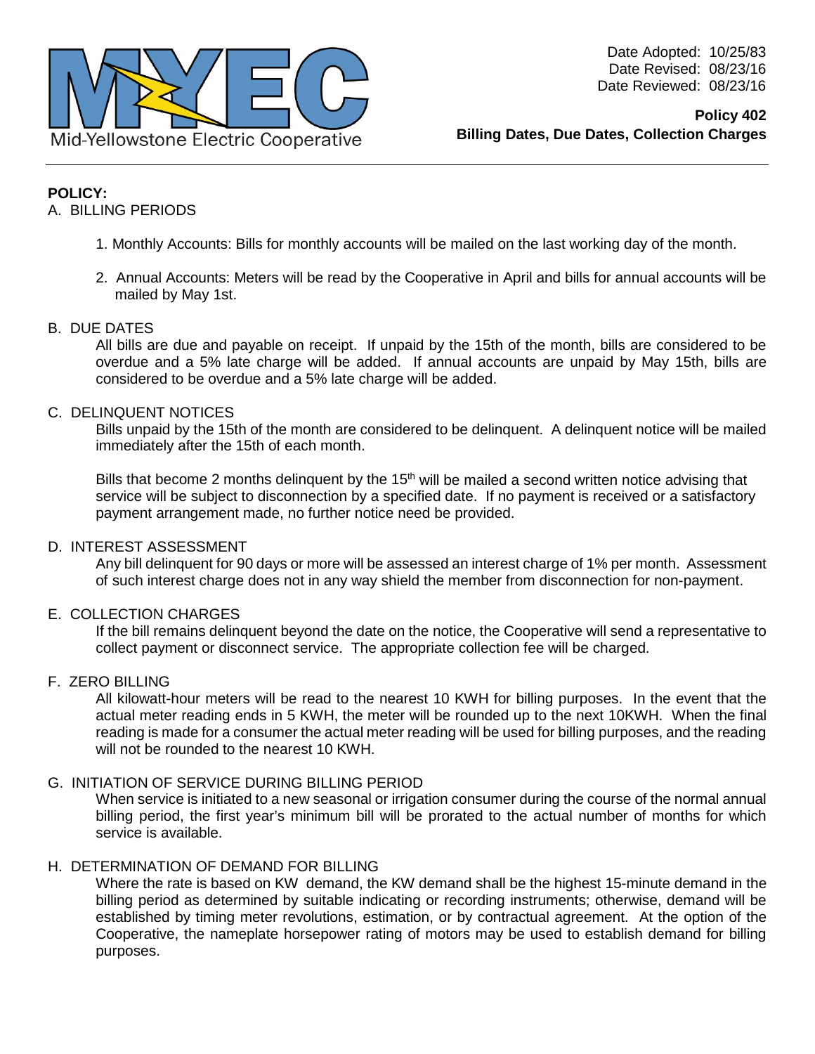Mid-Yellowstone Electric Cooperative

Date Adopted: 10/25/83
Date Revised: 08/23/16
Date Reviewed: 08/23/16

**Policy 402**
**Billing Dates, Due Dates, Collection Charges**

---

**POLICY:**

A. BILLING PERIODS

1. Monthly Accounts: Bills for monthly accounts will be mailed on the last working day of the month.
2. Annual Accounts: Meters will be read by the Cooperative in April and bills for annual accounts will be mailed by May 1st.

B. DUE DATES

All bills are due and payable on receipt. If unpaid by the 15th of the month, bills are considered to be overdue and a 5% late charge will be added. If annual accounts are unpaid by May 15th, bills are considered to be overdue and a 5% late charge will be added.

C. DELINQUENT NOTICES

Bills unpaid by the 15th of the month are considered to be delinquent. A delinquent notice will be mailed immediately after the 15th of each month.

Bills that become 2 months delinquent by the 15th will be mailed a second written notice advising that service will be subject to disconnection by a specified date. If no payment is received or a satisfactory payment arrangement made, no further notice need be provided.

D. INTEREST ASSESSMENT

Any bill delinquent for 90 days or more will be assessed an interest charge of 1% per month. Assessment of such interest charge does not in any way shield the member from disconnection for non-payment.

E. COLLECTION CHARGES

If the bill remains delinquent beyond the date on the notice, the Cooperative will send a representative to collect payment or disconnect service. The appropriate collection fee will be charged.

F. ZERO BILLING

All kilowatt-hour meters will be read to the nearest 10 KWH for billing purposes. In the event that the actual meter reading ends in 5 KWH, the meter will be rounded up to the next 10KWH. When the final reading is made for a consumer the actual meter reading will be used for billing purposes, and the reading will not be rounded to the nearest 10 KWH.

G. INITIATION OF SERVICE DURING BILLING PERIOD

When service is initiated to a new seasonal or irrigation consumer during the course of the normal annual billing period, the first year's minimum bill will be prorated to the actual number of months for which service is available.

H. DETERMINATION OF DEMAND FOR BILLING

Where the rate is based on KW demand, the KW demand shall be the highest 15-minute demand in the billing period as determined by suitable indicating or recording instruments; otherwise, demand will be established by timing meter revolutions, estimation, or by contractual agreement. At the option of the Cooperative, the nameplate horsepower rating of motors may be used to establish demand for billing purposes.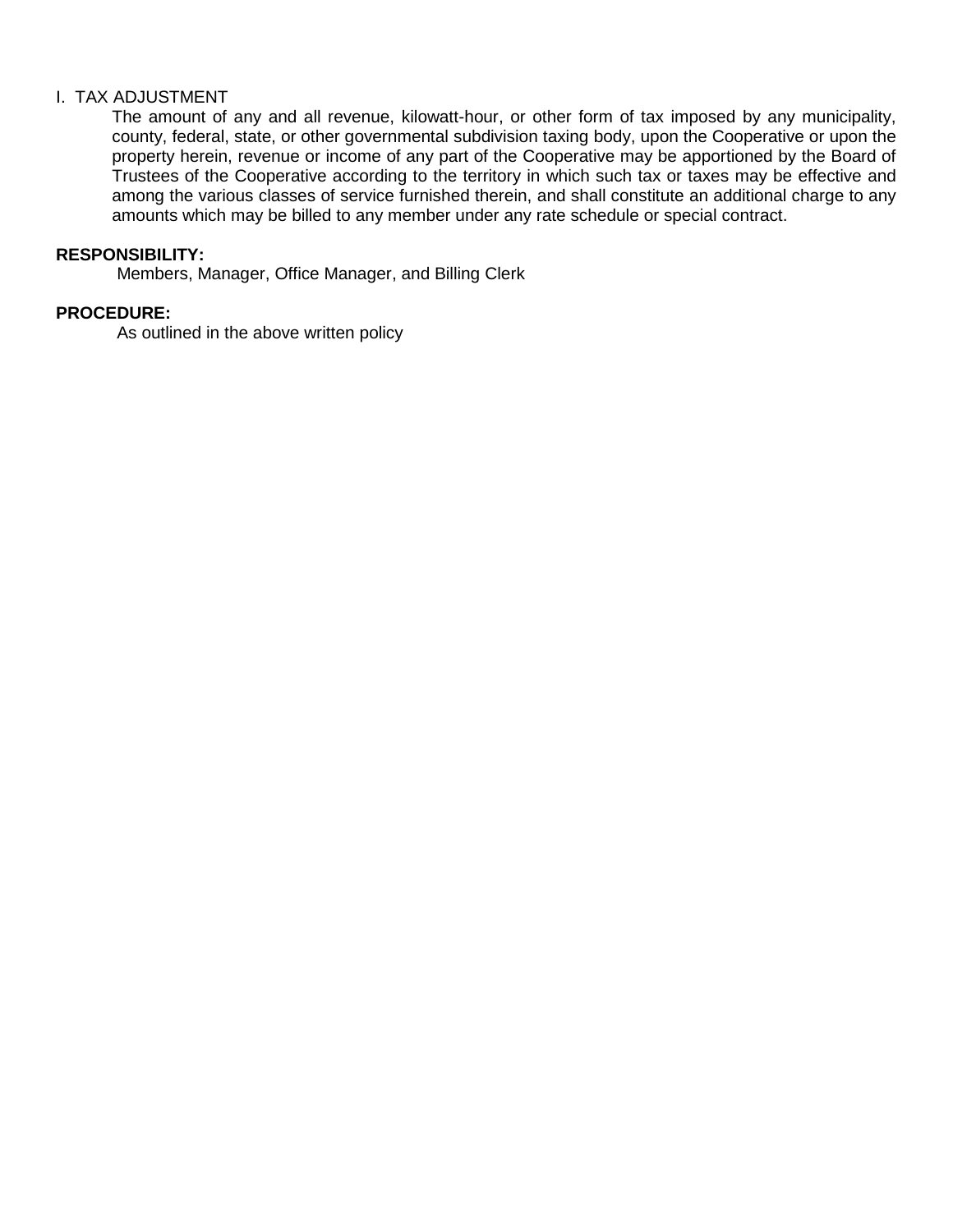I. TAX ADJUSTMENT

The amount of any and all revenue, kilowatt-hour, or other form of tax imposed by any municipality, county, federal, state, or other governmental subdivision taxing body, upon the Cooperative or upon the property herein, revenue or income of any part of the Cooperative may be apportioned by the Board of Trustees of the Cooperative according to the territory in which such tax or taxes may be effective and among the various classes of service furnished therein, and shall constitute an additional charge to any amounts which may be billed to any member under any rate schedule or special contract.

**RESPONSIBILITY:**

Members, Manager, Office Manager, and Billing Clerk

**PROCEDURE:**

As outlined in the above written policy